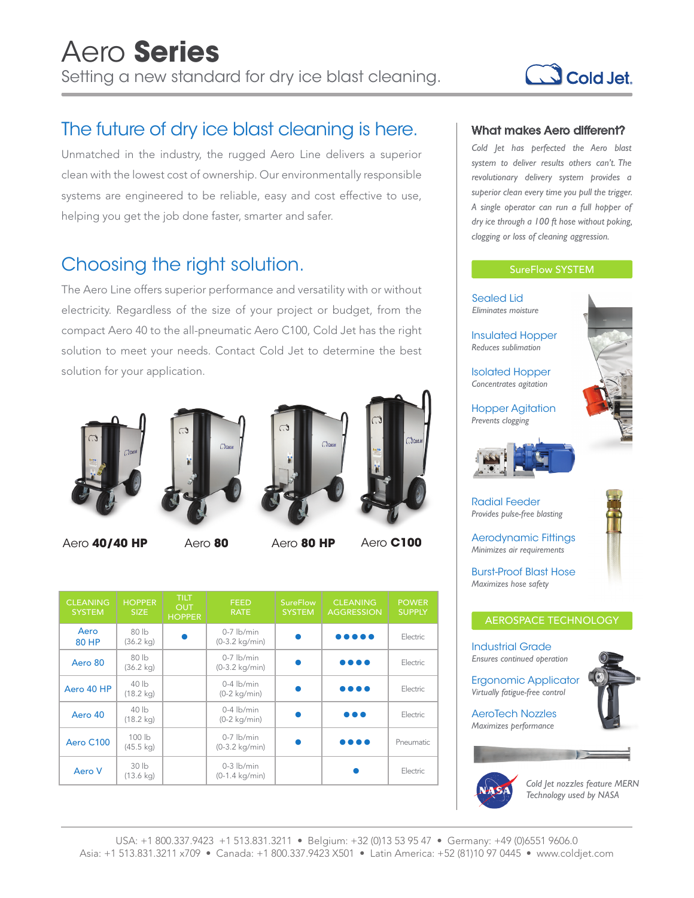# Aero **Series**

Setting a new standard for dry ice blast cleaning.

## The future of dry ice blast cleaning is here.

Unmatched in the industry, the rugged Aero Line delivers a superior clean with the lowest cost of ownership. Our environmentally responsible systems are engineered to be reliable, easy and cost effective to use, helping you get the job done faster, smarter and safer.

## Choosing the right solution.

The Aero Line offers superior performance and versatility with or without electricity. Regardless of the size of your project or budget, from the compact Aero 40 to the all-pneumatic Aero C100, Cold Jet has the right solution to meet your needs. Contact Cold Jet to determine the best solution for your application.

Aero **40/40 HP** Aero **80** Aero **80 HP** Aero **C100**

| CLEANING SYSTEM | HOPPER SIZE | TILT OUT HOPPER | FEED RATE | SureFlow SYSTEM | CLEANING AGGRESSION | POWER SUPPLY |
| --- | --- | --- | --- | --- | --- | --- |
| Aero 80 HP | 80 lb (36.2 kg) | ● | 0-7 lb/min (0-3.2 kg/min) | ● | ●●●●● | Electric |
| Aero 80 | 80 lb (36.2 kg) | | 0-7 lb/min (0-3.2 kg/min) | ● | ●●●● | Electric |
| Aero 40 HP | 40 lb (18.2 kg) | | 0-4 lb/min (0-2 kg/min) | ● | ●●●● | Electric |
| Aero 40 | 40 lb (18.2 kg) | | 0-4 lb/min (0-2 kg/min) | ● | ●●● | Electric |
| Aero C100 | 100 lb (45.5 kg) | | 0-7 lb/min (0-3.2 kg/min) | ● | ●●●● | Pneumatic |
| Aero V | 30 lb (13.6 kg) | | 0-3 lb/min (0-1.4 kg/min) | | ● | Electric |

### What makes Aero different?

*Cold Jet has perfected the Aero blast system to deliver results others can't. The revolutionary delivery system provides a superior clean every time you pull the trigger. A single operator can run a full hopper of dry ice through a 100 ft hose without poking, clogging or loss of cleaning aggression.*

#### SureFlow SYSTEM

**Sealed Lid**
*Eliminates moisture*

**Insulated Hopper**
*Reduces sublimation*

**Isolated Hopper**
*Concentrates agitation*

**Hopper Agitation**
*Prevents clogging*

**Radial Feeder**
*Provides pulse-free blasting*

**Aerodynamic Fittings**
*Minimizes air requirements*

**Burst-Proof Blast Hose**
*Maximizes hose safety*

#### AEROSPACE TECHNOLOGY

**Industrial Grade**
*Ensures continued operation*

**Ergonomic Applicator**
*Virtually fatigue-free control*

**AeroTech Nozzles**
*Maximizes performance*

*Cold Jet nozzles feature MERN Technology used by NASA*

USA: +1 800.337.9423 +1 513.831.3211 • Belgium: +32 (0)13 53 95 47 • Germany: +49 (0)6551 9606.0
Asia: +1 513.831.3211 x709 • Canada: +1 800.337.9423 X501 • Latin America: +52 (81)10 97 0445 • www.coldjet.com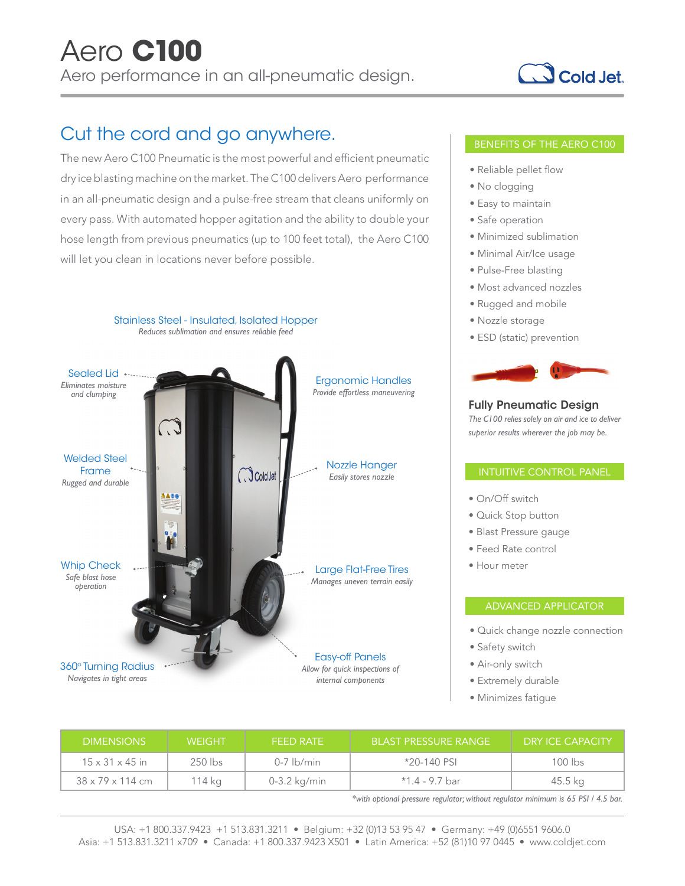# Aero **C100**

Aero performance in an all-pneumatic design.

Cold Jet.

## Cut the cord and go anywhere.

The new Aero C100 Pneumatic is the most powerful and efficient pneumatic dry ice blasting machine on the market. The C100 delivers Aero performance in an all-pneumatic design and a pulse-free stream that cleans uniformly on every pass. With automated hopper agitation and the ability to double your hose length from previous pneumatics (up to 100 feet total), the Aero C100 will let you clean in locations never before possible.

**Stainless Steel - Insulated, Isolated Hopper**
*Reduces sublimation and ensures reliable feed*

**Sealed Lid**
*Eliminates moisture and clumping*

**Welded Steel Frame**
*Rugged and durable*

**Whip Check**
*Safe blast hose operation*

**360° Turning Radius**
*Navigates in tight areas*

**Ergonomic Handles**
*Provide effortless maneuvering*

**Nozzle Hanger**
*Easily stores nozzle*

**Large Flat-Free Tires**
*Manages uneven terrain easily*

**Easy-off Panels**
*Allow for quick inspections of internal components*

### BENEFITS OF THE AERO C100

- Reliable pellet flow
- No clogging
- Easy to maintain
- Safe operation
- Minimized sublimation
- Minimal Air/Ice usage
- Pulse-Free blasting
- Most advanced nozzles
- Rugged and mobile
- Nozzle storage
- ESD (static) prevention

### Fully Pneumatic Design

*The C100 relies solely on air and ice to deliver superior results wherever the job may be.*

### INTUITIVE CONTROL PANEL

- On/Off switch
- Quick Stop button
- Blast Pressure gauge
- Feed Rate control
- Hour meter

### ADVANCED APPLICATOR

- Quick change nozzle connection
- Safety switch
- Air-only switch
- Extremely durable
- Minimizes fatigue

| DIMENSIONS | WEIGHT | FEED RATE | BLAST PRESSURE RANGE | DRY ICE CAPACITY |
|---|---|---|---|---|
| 15 x 31 x 45 in | 250 lbs | 0-7 lb/min | *20-140 PSI | 100 lbs |
| 38 x 79 x 114 cm | 114 kg | 0-3.2 kg/min | *1.4 - 9.7 bar | 45.5 kg |

*\*with optional pressure regulator; without regulator minimum is 65 PSI / 4.5 bar.*

USA: +1 800.337.9423 +1 513.831.3211 • Belgium: +32 (0)13 53 95 47 • Germany: +49 (0)6551 9606.0
Asia: +1 513.831.3211 x709 • Canada: +1 800.337.9423 X501 • Latin America: +52 (81)10 97 0445 • www.coldjet.com